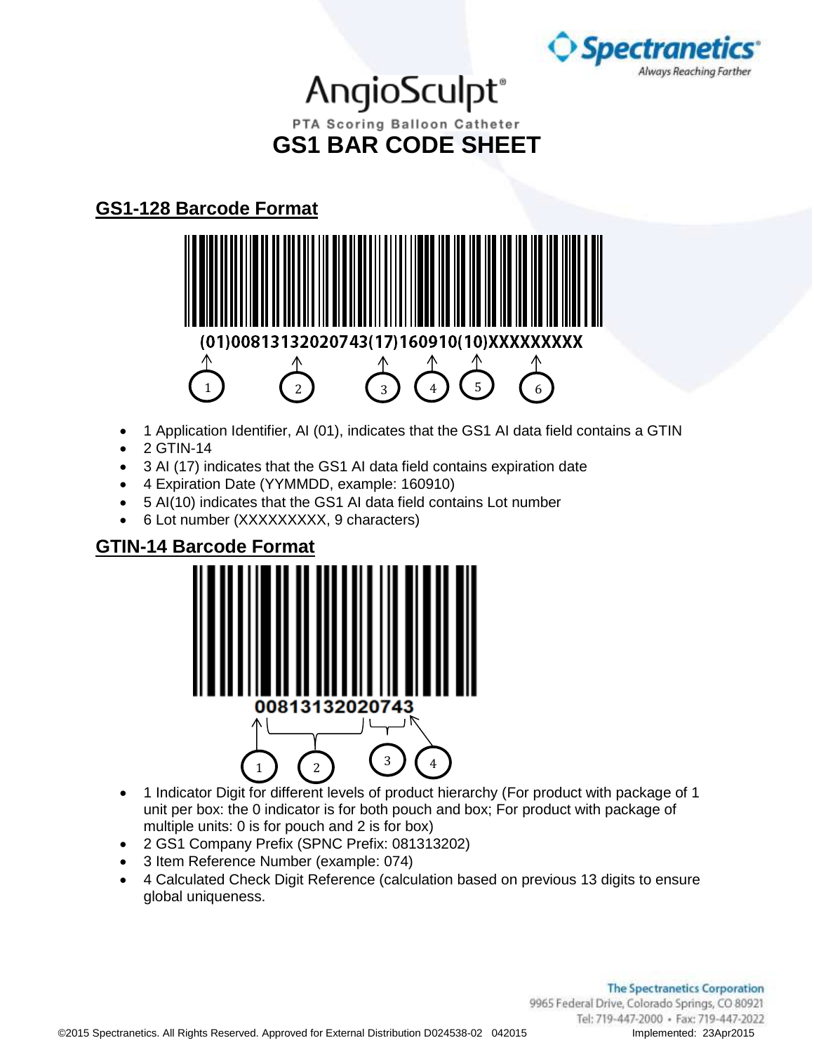Spectranetics
Always Reaching Farther

# AngioSculpt®

PTA Scoring Balloon Catheter

# GS1 BAR CODE SHEET

## GS1-128 Barcode Format

(01)00813132020743(17)160910(10)XXXXXXXXX

- 1 Application Identifier, AI (01), indicates that the GS1 AI data field contains a GTIN
- 2 GTIN-14
- 3 AI (17) indicates that the GS1 AI data field contains expiration date
- 4 Expiration Date (YYMMDD, example: 160910)
- 5 AI(10) indicates that the GS1 AI data field contains Lot number
- 6 Lot number (XXXXXXXXX, 9 characters)

## GTIN-14 Barcode Format

00813132020743

- 1 Indicator Digit for different levels of product hierarchy (For product with package of 1 unit per box: the 0 indicator is for both pouch and box; For product with package of multiple units: 0 is for pouch and 2 is for box)
- 2 GS1 Company Prefix (SPNC Prefix: 081313202)
- 3 Item Reference Number (example: 074)
- 4 Calculated Check Digit Reference (calculation based on previous 13 digits to ensure global uniqueness.

The Spectranetics Corporation
9965 Federal Drive, Colorado Springs, CO 80921
Tel: 719-447-2000 • Fax: 719-447-2022

©2015 Spectranetics. All Rights Reserved. Approved for External Distribution D024538-02 042015 Implemented: 23Apr2015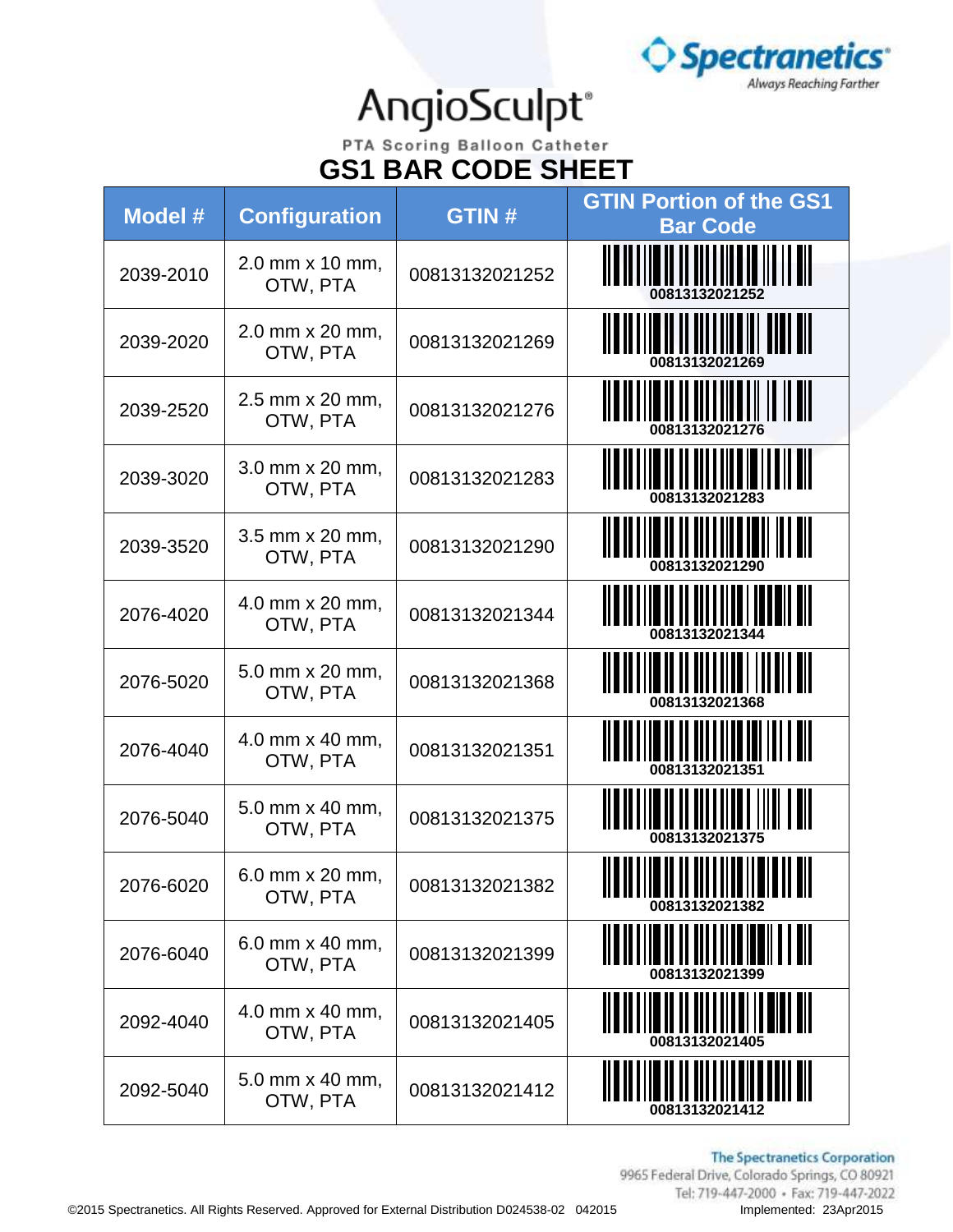Spectranetics
Always Reaching Farther

# AngioSculpt®

PTA Scoring Balloon Catheter

## GS1 BAR CODE SHEET

| Model # | Configuration | GTIN # | GTIN Portion of the GS1 Bar Code |
|---|---|---|---|
| 2039-2010 | 2.0 mm x 10 mm, OTW, PTA | 00813132021252 | 00813132021252 |
| 2039-2020 | 2.0 mm x 20 mm, OTW, PTA | 00813132021269 | 00813132021269 |
| 2039-2520 | 2.5 mm x 20 mm, OTW, PTA | 00813132021276 | 00813132021276 |
| 2039-3020 | 3.0 mm x 20 mm, OTW, PTA | 00813132021283 | 00813132021283 |
| 2039-3520 | 3.5 mm x 20 mm, OTW, PTA | 00813132021290 | 00813132021290 |
| 2076-4020 | 4.0 mm x 20 mm, OTW, PTA | 00813132021344 | 00813132021344 |
| 2076-5020 | 5.0 mm x 20 mm, OTW, PTA | 00813132021368 | 00813132021368 |
| 2076-4040 | 4.0 mm x 40 mm, OTW, PTA | 00813132021351 | 00813132021351 |
| 2076-5040 | 5.0 mm x 40 mm, OTW, PTA | 00813132021375 | 00813132021375 |
| 2076-6020 | 6.0 mm x 20 mm, OTW, PTA | 00813132021382 | 00813132021382 |
| 2076-6040 | 6.0 mm x 40 mm, OTW, PTA | 00813132021399 | 00813132021399 |
| 2092-4040 | 4.0 mm x 40 mm, OTW, PTA | 00813132021405 | 00813132021405 |
| 2092-5040 | 5.0 mm x 40 mm, OTW, PTA | 00813132021412 | 00813132021412 |

The Spectranetics Corporation
9965 Federal Drive, Colorado Springs, CO 80921
Tel: 719-447-2000 • Fax: 719-447-2022

©2015 Spectranetics. All Rights Reserved. Approved for External Distribution D024538-02 042015 Implemented: 23Apr2015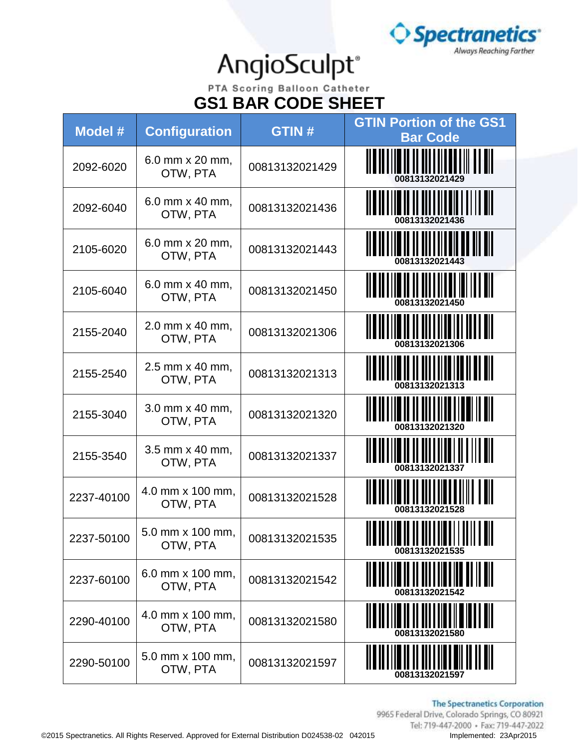Spectranetics®
Always Reaching Farther

# AngioSculpt®

PTA Scoring Balloon Catheter

## GS1 BAR CODE SHEET

| Model # | Configuration | GTIN # | GTIN Portion of the GS1 Bar Code |
|---|---|---|---|
| 2092-6020 | 6.0 mm x 20 mm, OTW, PTA | 00813132021429 | 00813132021429 |
| 2092-6040 | 6.0 mm x 40 mm, OTW, PTA | 00813132021436 | 00813132021436 |
| 2105-6020 | 6.0 mm x 20 mm, OTW, PTA | 00813132021443 | 00813132021443 |
| 2105-6040 | 6.0 mm x 40 mm, OTW, PTA | 00813132021450 | 00813132021450 |
| 2155-2040 | 2.0 mm x 40 mm, OTW, PTA | 00813132021306 | 00813132021306 |
| 2155-2540 | 2.5 mm x 40 mm, OTW, PTA | 00813132021313 | 00813132021313 |
| 2155-3040 | 3.0 mm x 40 mm, OTW, PTA | 00813132021320 | 00813132021320 |
| 2155-3540 | 3.5 mm x 40 mm, OTW, PTA | 00813132021337 | 00813132021337 |
| 2237-40100 | 4.0 mm x 100 mm, OTW, PTA | 00813132021528 | 00813132021528 |
| 2237-50100 | 5.0 mm x 100 mm, OTW, PTA | 00813132021535 | 00813132021535 |
| 2237-60100 | 6.0 mm x 100 mm, OTW, PTA | 00813132021542 | 00813132021542 |
| 2290-40100 | 4.0 mm x 100 mm, OTW, PTA | 00813132021580 | 00813132021580 |
| 2290-50100 | 5.0 mm x 100 mm, OTW, PTA | 00813132021597 | 00813132021597 |

The Spectranetics Corporation
9965 Federal Drive, Colorado Springs, CO 80921
Tel: 719-447-2000 • Fax: 719-447-2022

©2015 Spectranetics. All Rights Reserved. Approved for External Distribution D024538-02 042015

Implemented: 23Apr2015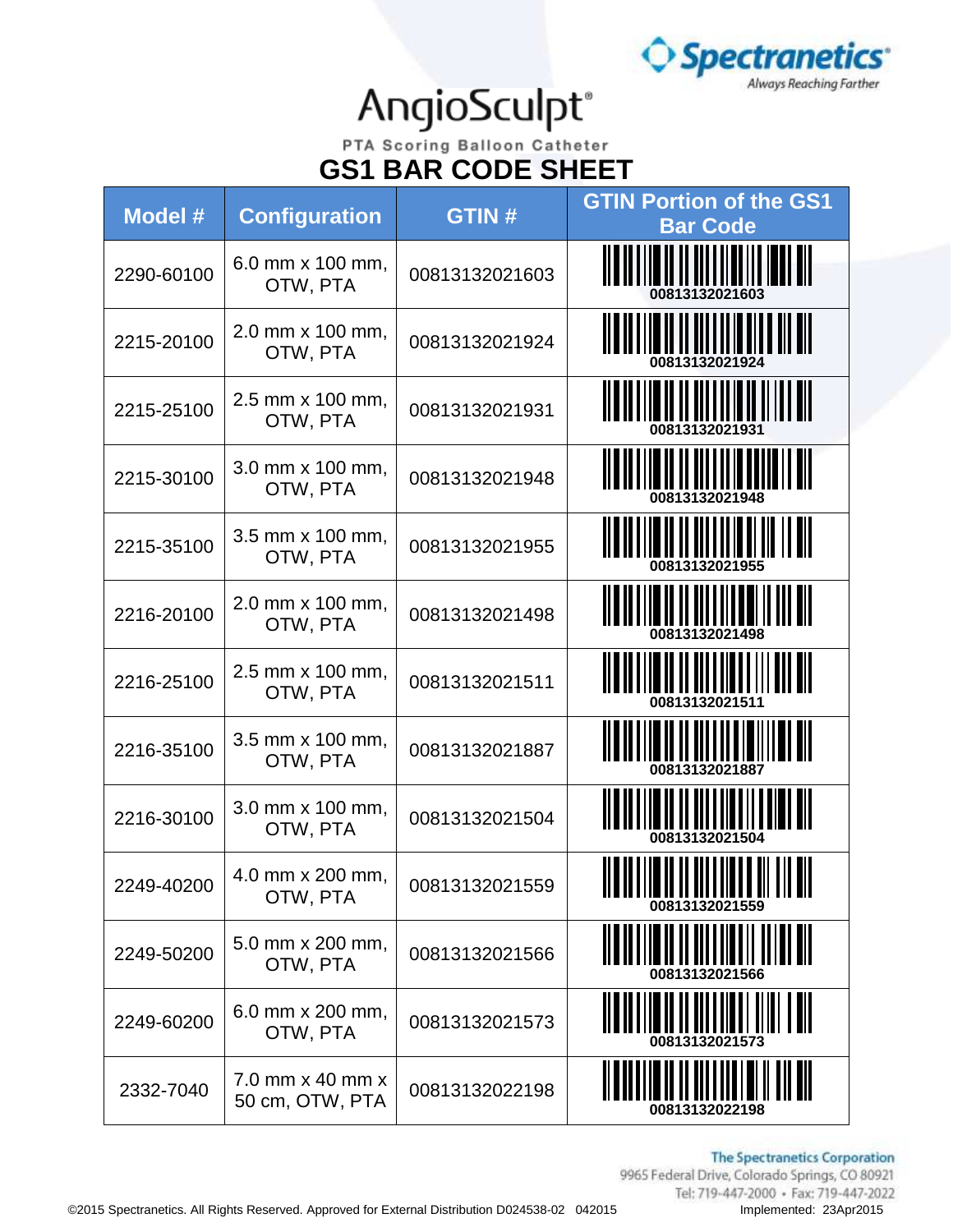Spectranetics®
Always Reaching Farther

# AngioSculpt®

PTA Scoring Balloon Catheter

## GS1 BAR CODE SHEET

| Model # | Configuration | GTIN # | GTIN Portion of the GS1 Bar Code |
|---|---|---|---|
| 2290-60100 | 6.0 mm x 100 mm, OTW, PTA | 00813132021603 | 00813132021603 |
| 2215-20100 | 2.0 mm x 100 mm, OTW, PTA | 00813132021924 | 00813132021924 |
| 2215-25100 | 2.5 mm x 100 mm, OTW, PTA | 00813132021931 | 00813132021931 |
| 2215-30100 | 3.0 mm x 100 mm, OTW, PTA | 00813132021948 | 00813132021948 |
| 2215-35100 | 3.5 mm x 100 mm, OTW, PTA | 00813132021955 | 00813132021955 |
| 2216-20100 | 2.0 mm x 100 mm, OTW, PTA | 00813132021498 | 00813132021498 |
| 2216-25100 | 2.5 mm x 100 mm, OTW, PTA | 00813132021511 | 00813132021511 |
| 2216-35100 | 3.5 mm x 100 mm, OTW, PTA | 00813132021887 | 00813132021887 |
| 2216-30100 | 3.0 mm x 100 mm, OTW, PTA | 00813132021504 | 00813132021504 |
| 2249-40200 | 4.0 mm x 200 mm, OTW, PTA | 00813132021559 | 00813132021559 |
| 2249-50200 | 5.0 mm x 200 mm, OTW, PTA | 00813132021566 | 00813132021566 |
| 2249-60200 | 6.0 mm x 200 mm, OTW, PTA | 00813132021573 | 00813132021573 |
| 2332-7040 | 7.0 mm x 40 mm x 50 cm, OTW, PTA | 00813132022198 | 00813132022198 |

The Spectranetics Corporation
9965 Federal Drive, Colorado Springs, CO 80921
Tel: 719-447-2000 • Fax: 719-447-2022

©2015 Spectranetics. All Rights Reserved. Approved for External Distribution D024538-02 042015 Implemented: 23Apr2015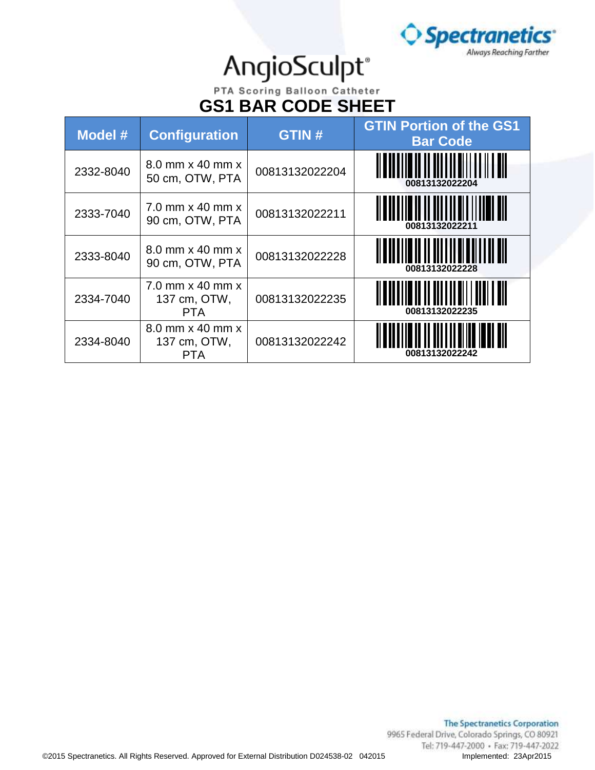Spectranetics
Always Reaching Farther

# AngioSculpt®

PTA Scoring Balloon Catheter

## GS1 BAR CODE SHEET

| Model # | Configuration | GTIN # | GTIN Portion of the GS1 Bar Code |
|---|---|---|---|
| 2332-8040 | 8.0 mm x 40 mm x 50 cm, OTW, PTA | 00813132022204 | 00813132022204 |
| 2333-7040 | 7.0 mm x 40 mm x 90 cm, OTW, PTA | 00813132022211 | 00813132022211 |
| 2333-8040 | 8.0 mm x 40 mm x 90 cm, OTW, PTA | 00813132022228 | 00813132022228 |
| 2334-7040 | 7.0 mm x 40 mm x 137 cm, OTW, PTA | 00813132022235 | 00813132022235 |
| 2334-8040 | 8.0 mm x 40 mm x 137 cm, OTW, PTA | 00813132022242 | 00813132022242 |

The Spectranetics Corporation
9965 Federal Drive, Colorado Springs, CO 80921
Tel: 719-447-2000 • Fax: 719-447-2022

©2015 Spectranetics. All Rights Reserved. Approved for External Distribution D024538-02 042015 Implemented: 23Apr2015